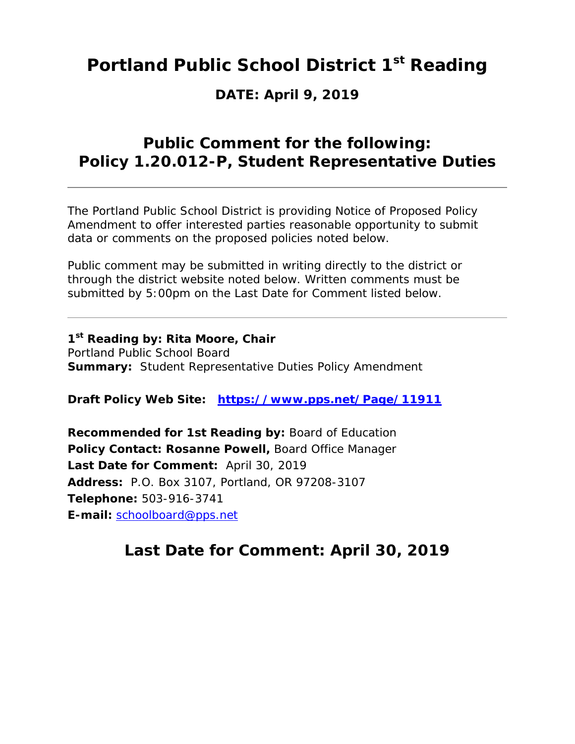# Portland Public School District 1st Reading

## DATE: April 9, 2019

## Public Comment for the following: Policy 1.20.012-P, Student Representative Duties

---

The Portland Public School District is providing Notice of Proposed Policy Amendment to offer interested parties reasonable opportunity to submit data or comments on the proposed policies noted below.

Public comment may be submitted in writing directly to the district or through the district website noted below. Written comments must be submitted by 5:00pm on the Last Date for Comment listed below.

---

**1st Reading by: Rita Moore, Chair**
Portland Public School Board
**Summary:** Student Representative Duties Policy Amendment

**Draft Policy Web Site:** **https://www.pps.net/Page/11911**

**Recommended for 1st Reading by:** Board of Education
**Policy Contact: Rosanne Powell,** Board Office Manager
**Last Date for Comment:** April 30, 2019
**Address:** P.O. Box 3107, Portland, OR 97208-3107
**Telephone:** 503-916-3741
**E-mail:** schoolboard@pps.net

## Last Date for Comment: April 30, 2019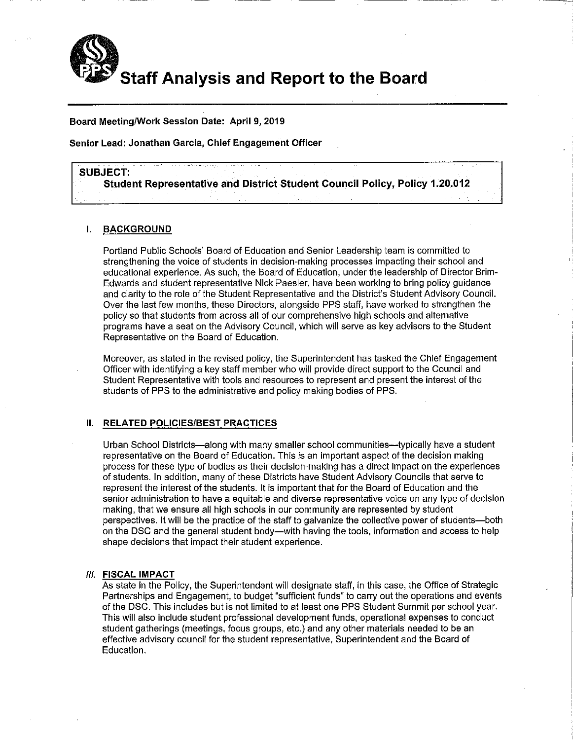# Staff Analysis and Report to the Board

**Board Meeting/Work Session Date: April 9, 2019**

**Senior Lead: Jonathan Garcia, Chief Engagement Officer**

**SUBJECT:**
**Student Representative and District Student Council Policy, Policy 1.20.012**

## I. BACKGROUND

Portland Public Schools' Board of Education and Senior Leadership team is committed to strengthening the voice of students in decision-making processes impacting their school and educational experience. As such, the Board of Education, under the leadership of Director Brim-Edwards and student representative Nick Paesler, have been working to bring policy guidance and clarity to the role of the Student Representative and the District's Student Advisory Council. Over the last few months, these Directors, alongside PPS staff, have worked to strengthen the policy so that students from across all of our comprehensive high schools and alternative programs have a seat on the Advisory Council, which will serve as key advisors to the Student Representative on the Board of Education.

Moreover, as stated in the revised policy, the Superintendent has tasked the Chief Engagement Officer with identifying a key staff member who will provide direct support to the Council and Student Representative with tools and resources to represent and present the interest of the students of PPS to the administrative and policy making bodies of PPS.

## II. RELATED POLICIES/BEST PRACTICES

Urban School Districts—along with many smaller school communities—typically have a student representative on the Board of Education. This is an important aspect of the decision making process for these type of bodies as their decision-making has a direct impact on the experiences of students. In addition, many of these Districts have Student Advisory Councils that serve to represent the interest of the students. It is important that for the Board of Education and the senior administration to have a equitable and diverse representative voice on any type of decision making, that we ensure all high schools in our community are represented by student perspectives. It will be the practice of the staff to galvanize the collective power of students—both on the DSC and the general student body—with having the tools, information and access to help shape decisions that impact their student experience.

## III. FISCAL IMPACT

As state in the Policy, the Superintendent will designate staff, in this case, the Office of Strategic Partnerships and Engagement, to budget "sufficient funds" to carry out the operations and events of the DSC. This includes but is not limited to at least one PPS Student Summit per school year. This will also include student professional development funds, operational expenses to conduct student gatherings (meetings, focus groups, etc.) and any other materials needed to be an effective advisory council for the student representative, Superintendent and the Board of Education.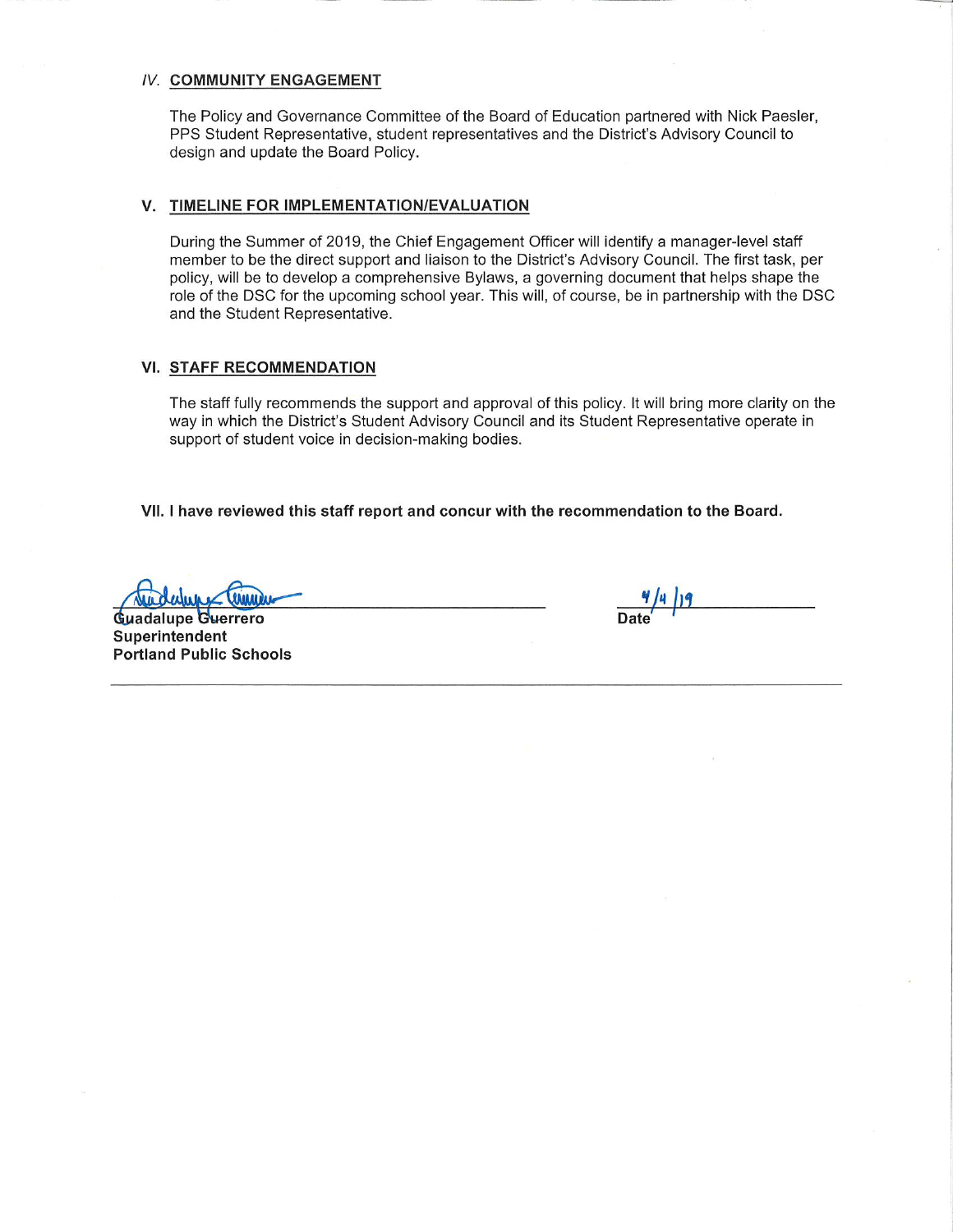## IV. COMMUNITY ENGAGEMENT

The Policy and Governance Committee of the Board of Education partnered with Nick Paesler, PPS Student Representative, student representatives and the District's Advisory Council to design and update the Board Policy.

## V. TIMELINE FOR IMPLEMENTATION/EVALUATION

During the Summer of 2019, the Chief Engagement Officer will identify a manager-level staff member to be the direct support and liaison to the District's Advisory Council. The first task, per policy, will be to develop a comprehensive Bylaws, a governing document that helps shape the role of the DSC for the upcoming school year. This will, of course, be in partnership with the DSC and the Student Representative.

## VI. STAFF RECOMMENDATION

The staff fully recommends the support and approval of this policy. It will bring more clarity on the way in which the District's Student Advisory Council and its Student Representative operate in support of student voice in decision-making bodies.

**VII. I have reviewed this staff report and concur with the recommendation to the Board.**

**Guadalupe Guerrero**
**Superintendent**
**Portland Public Schools**

4/4/19
**Date**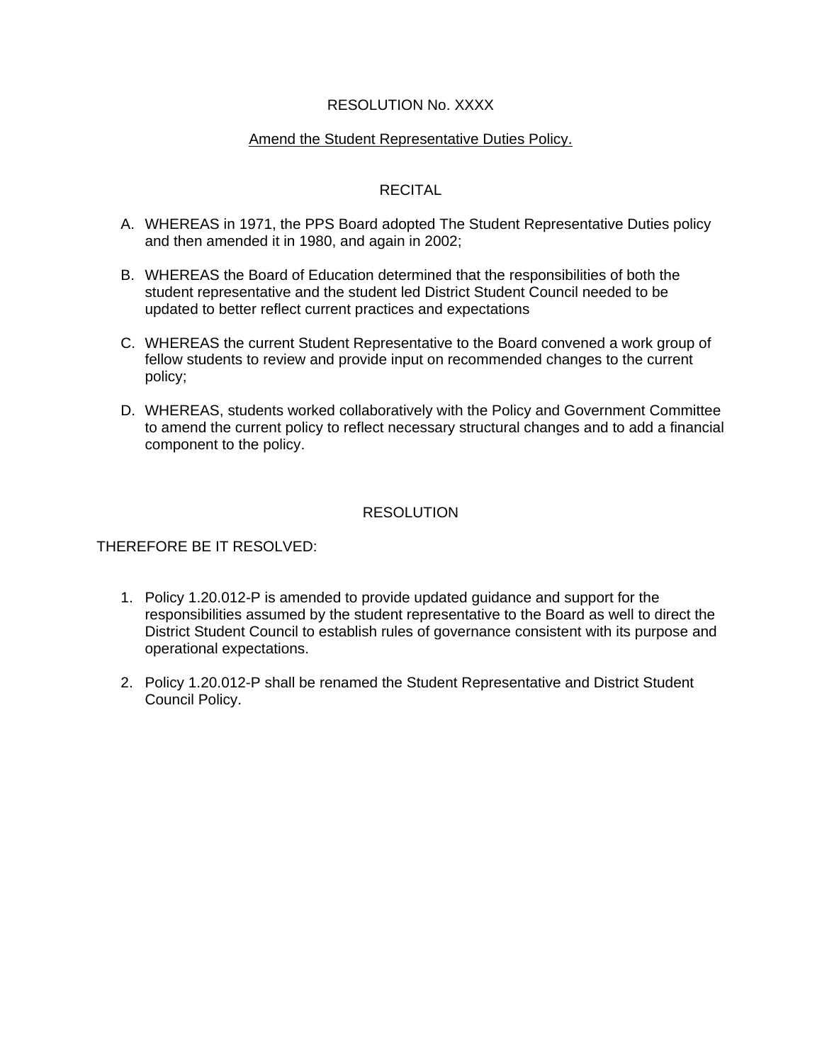RESOLUTION No. XXXX

Amend the Student Representative Duties Policy.

RECITAL

A. WHEREAS in 1971, the PPS Board adopted The Student Representative Duties policy and then amended it in 1980, and again in 2002;

B. WHEREAS the Board of Education determined that the responsibilities of both the student representative and the student led District Student Council needed to be updated to better reflect current practices and expectations

C. WHEREAS the current Student Representative to the Board convened a work group of fellow students to review and provide input on recommended changes to the current policy;

D. WHEREAS, students worked collaboratively with the Policy and Government Committee to amend the current policy to reflect necessary structural changes and to add a financial component to the policy.

RESOLUTION

THEREFORE BE IT RESOLVED:

1. Policy 1.20.012-P is amended to provide updated guidance and support for the responsibilities assumed by the student representative to the Board as well to direct the District Student Council to establish rules of governance consistent with its purpose and operational expectations.

2. Policy 1.20.012-P shall be renamed the Student Representative and District Student Council Policy.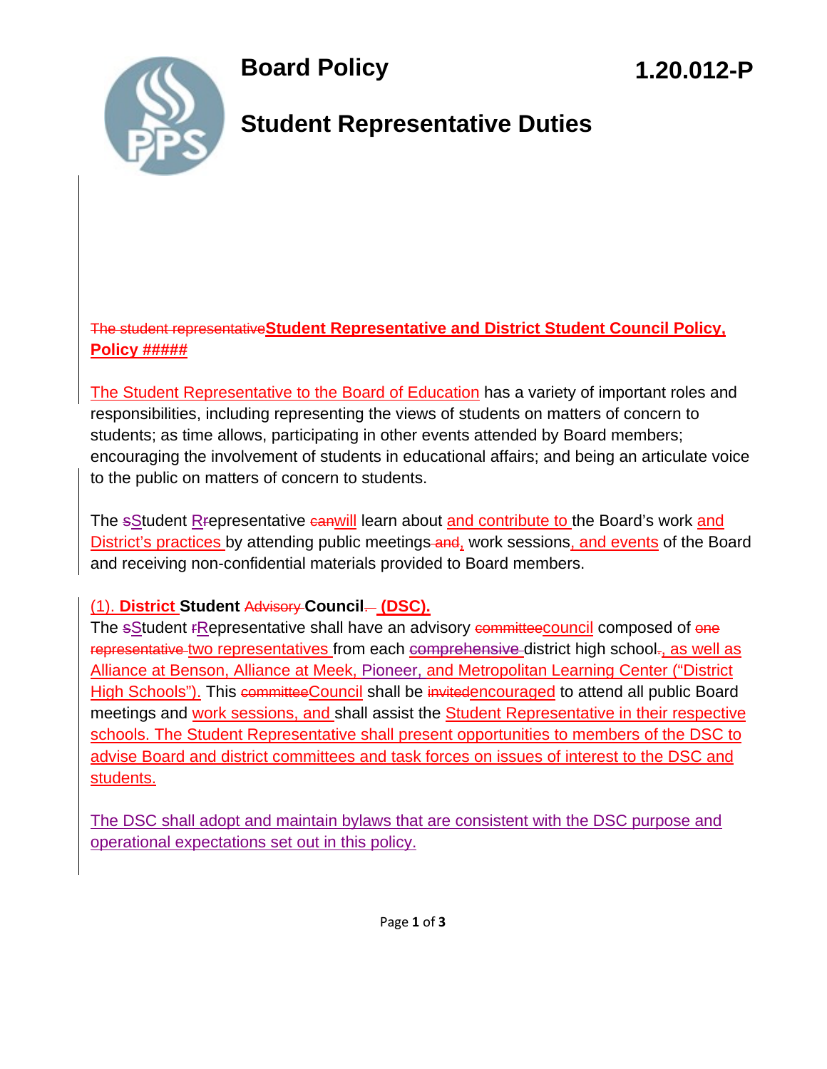# Board Policy

# 1.20.012-P

## Student Representative Duties

~~The student representative~~**Student Representative and District Student Council Policy, Policy #####**

The Student Representative to the Board of Education has a variety of important roles and responsibilities, including representing the views of students on matters of concern to students; as time allows, participating in other events attended by Board members; encouraging the involvement of students in educational affairs; and being an articulate voice to the public on matters of concern to students.

The ~~s~~Student ~~r~~Representative ~~can~~will learn about and contribute to the Board's work and District's practices by attending public meetings~~ and~~, work sessions, and events of the Board and receiving non-confidential materials provided to Board members.

(1). **District Student** ~~Advisory~~ **Council**~~.~~ **(DSC).**
The ~~s~~Student ~~r~~Representative shall have an advisory ~~committee~~council composed of ~~one representative~~ two representatives from each ~~comprehensive~~ district high school~~.~~, as well as Alliance at Benson, Alliance at Meek, Pioneer, and Metropolitan Learning Center ("District High Schools"). This ~~committee~~Council shall be ~~invited~~encouraged to attend all public Board meetings and work sessions, and shall assist the Student Representative in their respective schools. The Student Representative shall present opportunities to members of the DSC to advise Board and district committees and task forces on issues of interest to the DSC and students.

The DSC shall adopt and maintain bylaws that are consistent with the DSC purpose and operational expectations set out in this policy.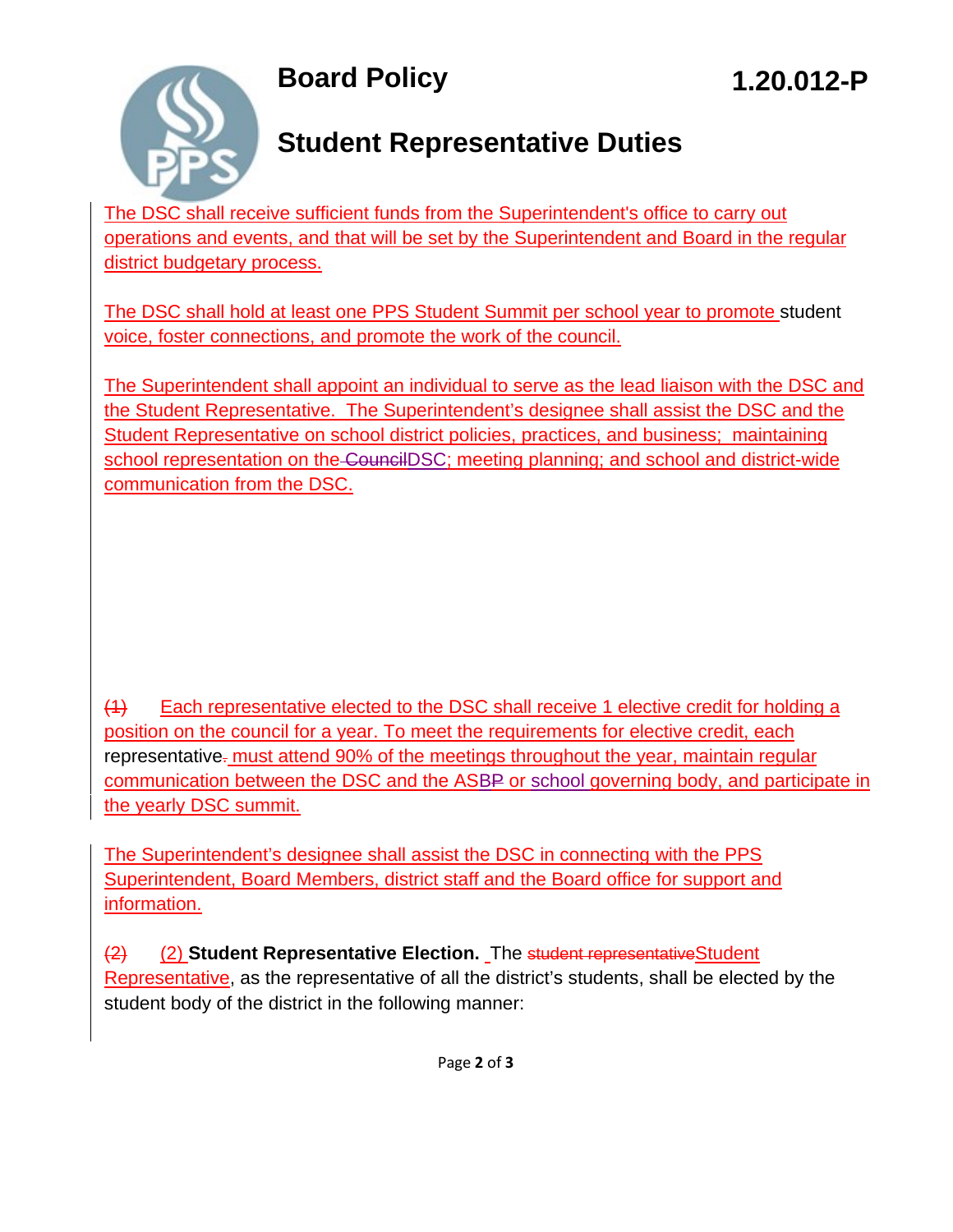# Board Policy

# 1.20.012-P

## Student Representative Duties

The DSC shall receive sufficient funds from the Superintendent's office to carry out operations and events, and that will be set by the Superintendent and Board in the regular district budgetary process.

The DSC shall hold at least one PPS Student Summit per school year to promote student voice, foster connections, and promote the work of the council.

The Superintendent shall appoint an individual to serve as the lead liaison with the DSC and the Student Representative. The Superintendent's designee shall assist the DSC and the Student Representative on school district policies, practices, and business; maintaining school representation on the ~~Council~~DSC; meeting planning; and school and district-wide communication from the DSC.

~~(1)~~ Each representative elected to the DSC shall receive 1 elective credit for holding a position on the council for a year. To meet the requirements for elective credit, each representative~~.~~ must attend 90% of the meetings throughout the year, maintain regular communication between the DSC and the ASB~~P~~ or school governing body, and participate in the yearly DSC summit.

The Superintendent's designee shall assist the DSC in connecting with the PPS Superintendent, Board Members, district staff and the Board office for support and information.

~~(2)~~ (2) **Student Representative Election.** The ~~student representative~~Student Representative, as the representative of all the district's students, shall be elected by the student body of the district in the following manner: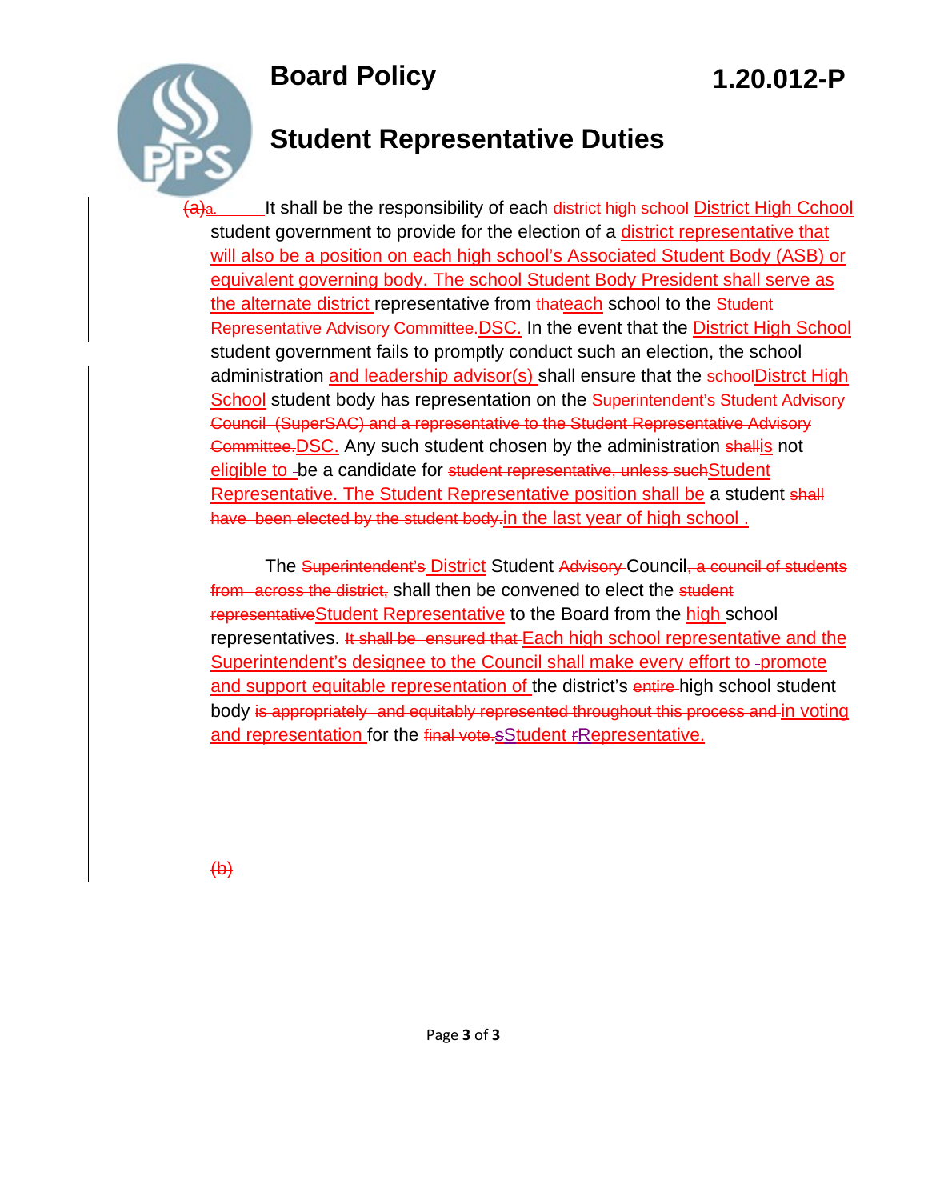# Board Policy

**1.20.012-P**

## Student Representative Duties

~~(a)~~a. It shall be the responsibility of each ~~district high school~~ District High Cchool student government to provide for the election of a district representative that will also be a position on each high school's Associated Student Body (ASB) or equivalent governing body. The school Student Body President shall serve as the alternate district representative from ~~that~~each school to the ~~Student Representative Advisory Committee.~~DSC. In the event that the District High School student government fails to promptly conduct such an election, the school administration and leadership advisor(s) shall ensure that the ~~school~~Distrct High School student body has representation on the ~~Superintendent's Student Advisory Council (SuperSAC) and a representative to the Student Representative Advisory Committee.~~DSC. Any such student chosen by the administration ~~shall~~is not eligible to -be a candidate for ~~student representative, unless such~~Student Representative. The Student Representative position shall be a student ~~shall have been elected by the student body.~~in the last year of high school .

The ~~Superintendent's~~ District Student ~~Advisory~~ Council~~, a council of students from across the district,~~ shall then be convened to elect the ~~student representative~~Student Representative to the Board from the high school representatives. ~~It shall be ensured that~~ Each high school representative and the Superintendent's designee to the Council shall make every effort to -promote and support equitable representation of the district's ~~entire~~ high school student body ~~is appropriately and equitably represented throughout this process and~~ in voting and representation for the ~~final vote.~~ ~~s~~Student ~~r~~Representative.

~~(b)~~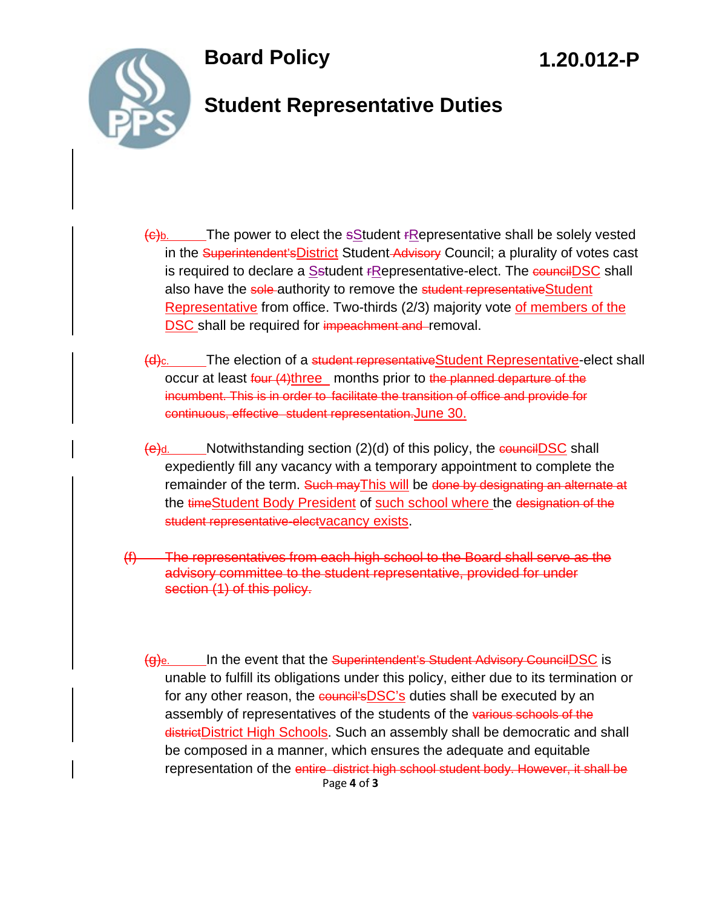# Board Policy

# Student Representative Duties

**1.20.012-P**

~~(c)~~b. The power to elect the ~~s~~Student ~~r~~Representative shall be solely vested in the ~~Superintendent's~~District Student ~~Advisory~~ Council; a plurality of votes cast is required to declare a S~~s~~tudent ~~r~~Representative-elect. The ~~council~~DSC shall also have the ~~sole~~ authority to remove the ~~student representative~~Student Representative from office. Two-thirds (2/3) majority vote of members of the DSC shall be required for ~~impeachment and~~ removal.

~~(d)~~c. The election of a ~~student representative~~Student Representative-elect shall occur at least ~~four (4)~~three months prior to ~~the planned departure of the incumbent. This is in order to facilitate the transition of office and provide for continuous, effective student representation.~~June 30.

~~(e)~~d. Notwithstanding section (2)(d) of this policy, the ~~council~~DSC shall expediently fill any vacancy with a temporary appointment to complete the remainder of the term. ~~Such may~~This will be ~~done by designating an alternate at~~ the ~~time~~Student Body President of such school where the ~~designation of the student representative-elect~~vacancy exists.

~~(f) The representatives from each high school to the Board shall serve as the advisory committee to the student representative, provided for under section (1) of this policy.~~

~~(g)~~e. In the event that the ~~Superintendent's Student Advisory Council~~DSC is unable to fulfill its obligations under this policy, either due to its termination or for any other reason, the ~~council's~~DSC's duties shall be executed by an assembly of representatives of the students of the ~~various schools of the district~~District High Schools. Such an assembly shall be democratic and shall be composed in a manner, which ensures the adequate and equitable representation of the ~~entire district high school student body. However, it shall be~~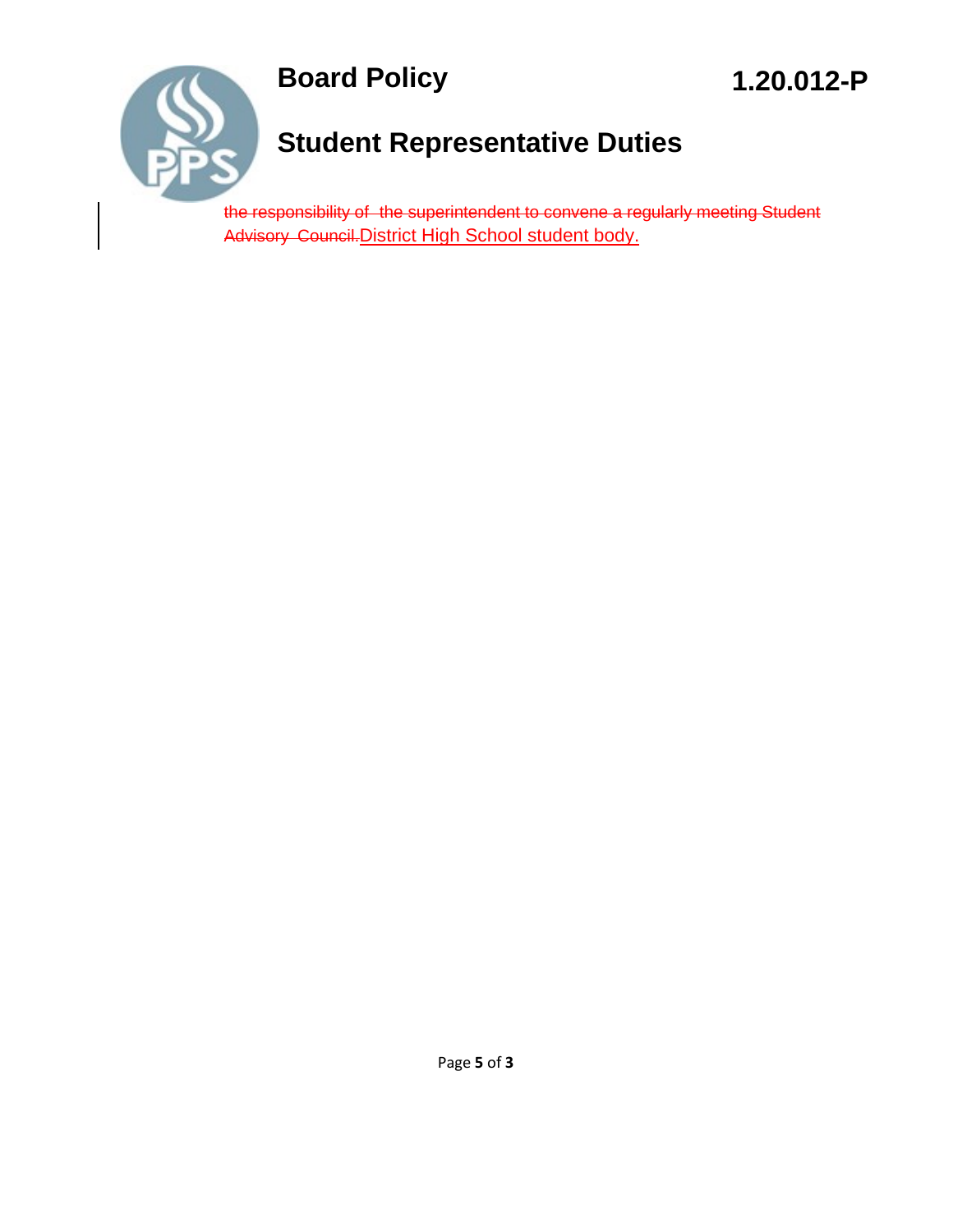# Board Policy

**1.20.012-P**

## Student Representative Duties

~~the responsibility of the superintendent to convene a regularly meeting Student Advisory Council.~~District High School student body.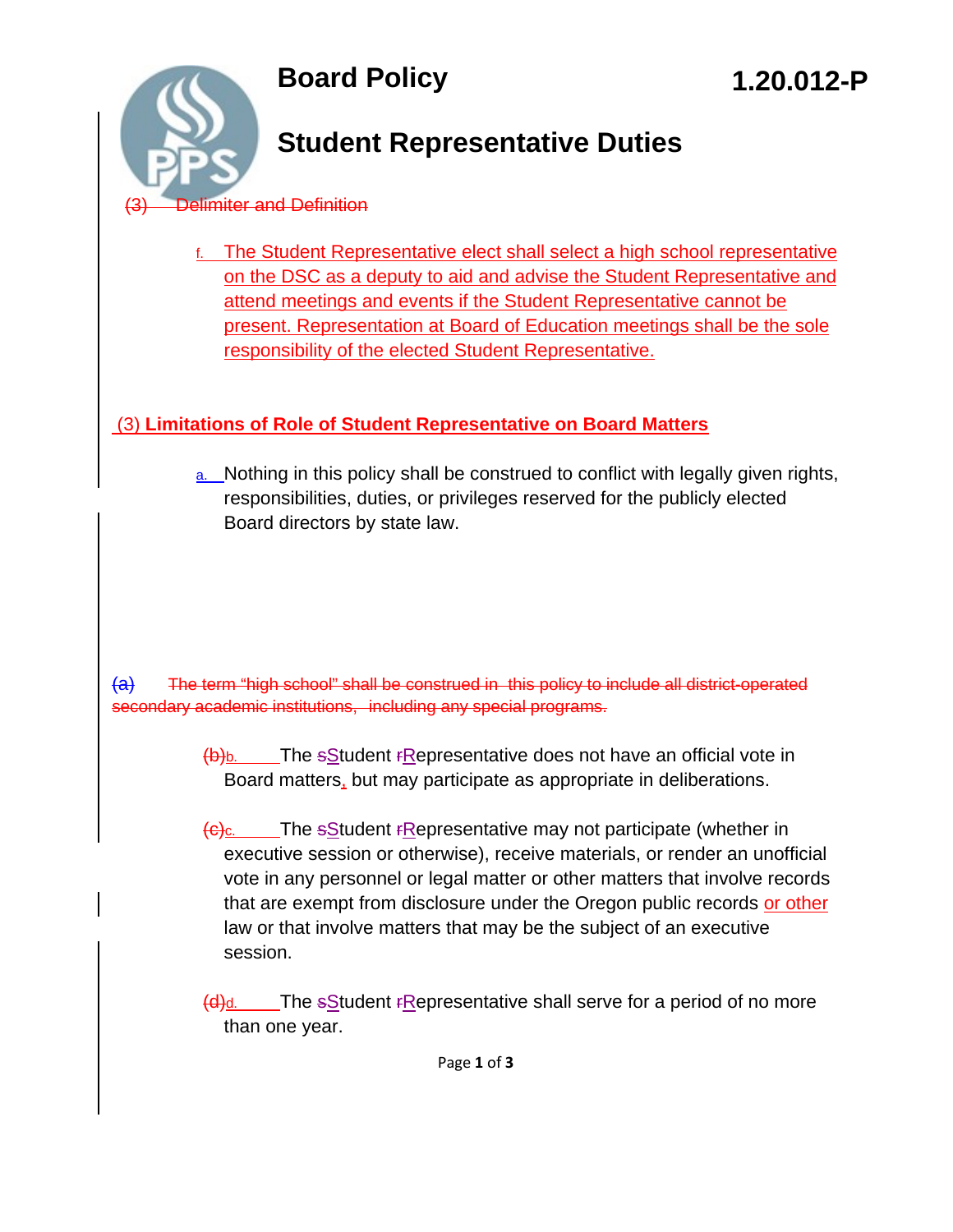# Board Policy

# Student Representative Duties

1.20.012-P

~~(3) Delimiter and Definition~~

f. The Student Representative elect shall select a high school representative on the DSC as a deputy to aid and advise the Student Representative and attend meetings and events if the Student Representative cannot be present. Representation at Board of Education meetings shall be the sole responsibility of the elected Student Representative.

## (3) Limitations of Role of Student Representative on Board Matters

a. Nothing in this policy shall be construed to conflict with legally given rights, responsibilities, duties, or privileges reserved for the publicly elected Board directors by state law.

~~(a) The term "high school" shall be construed in this policy to include all district-operated secondary academic institutions, including any special programs.~~

~~(b)~~b. The ~~s~~Student ~~r~~Representative does not have an official vote in Board matters, but may participate as appropriate in deliberations.

~~(c)~~c. The ~~s~~Student ~~r~~Representative may not participate (whether in executive session or otherwise), receive materials, or render an unofficial vote in any personnel or legal matter or other matters that involve records that are exempt from disclosure under the Oregon public records or other law or that involve matters that may be the subject of an executive session.

~~(d)~~d. The ~~s~~Student ~~r~~Representative shall serve for a period of no more than one year.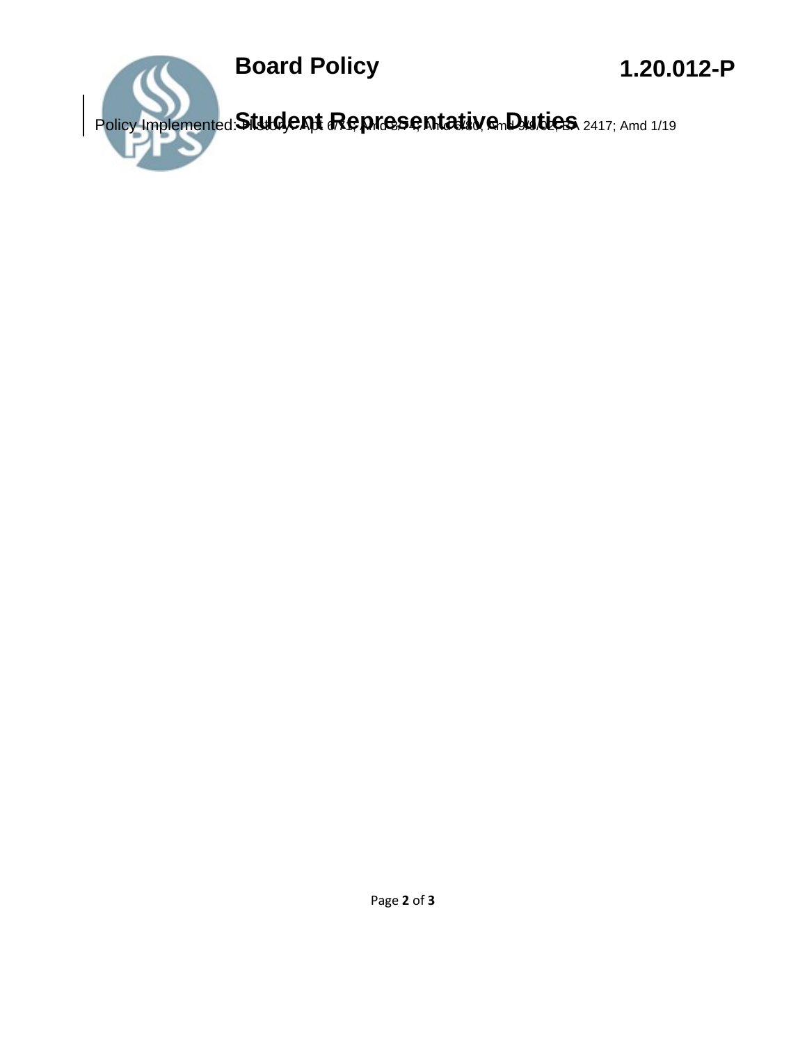Policy Implemented: History: Apt 6/71; Amd 3/74; Amd 6/80; Amd 9/8/02; BA 2417; Amd 1/19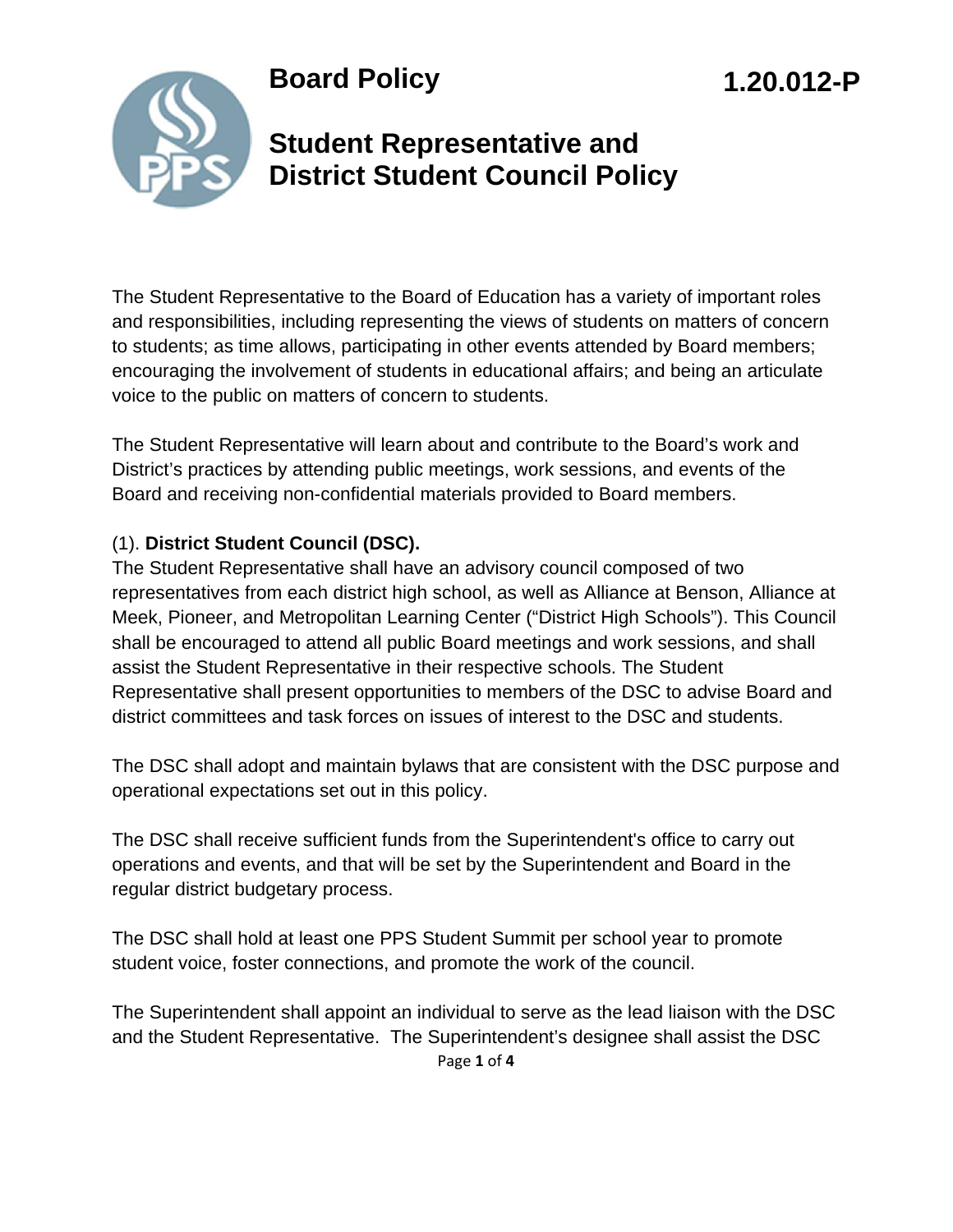# Board Policy

# Student Representative and District Student Council Policy

**1.20.012-P**

The Student Representative to the Board of Education has a variety of important roles and responsibilities, including representing the views of students on matters of concern to students; as time allows, participating in other events attended by Board members; encouraging the involvement of students in educational affairs; and being an articulate voice to the public on matters of concern to students.

The Student Representative will learn about and contribute to the Board's work and District's practices by attending public meetings, work sessions, and events of the Board and receiving non-confidential materials provided to Board members.

(1). **District Student Council (DSC).**
The Student Representative shall have an advisory council composed of two representatives from each district high school, as well as Alliance at Benson, Alliance at Meek, Pioneer, and Metropolitan Learning Center ("District High Schools"). This Council shall be encouraged to attend all public Board meetings and work sessions, and shall assist the Student Representative in their respective schools. The Student Representative shall present opportunities to members of the DSC to advise Board and district committees and task forces on issues of interest to the DSC and students.

The DSC shall adopt and maintain bylaws that are consistent with the DSC purpose and operational expectations set out in this policy.

The DSC shall receive sufficient funds from the Superintendent's office to carry out operations and events, and that will be set by the Superintendent and Board in the regular district budgetary process.

The DSC shall hold at least one PPS Student Summit per school year to promote student voice, foster connections, and promote the work of the council.

The Superintendent shall appoint an individual to serve as the lead liaison with the DSC and the Student Representative. The Superintendent's designee shall assist the DSC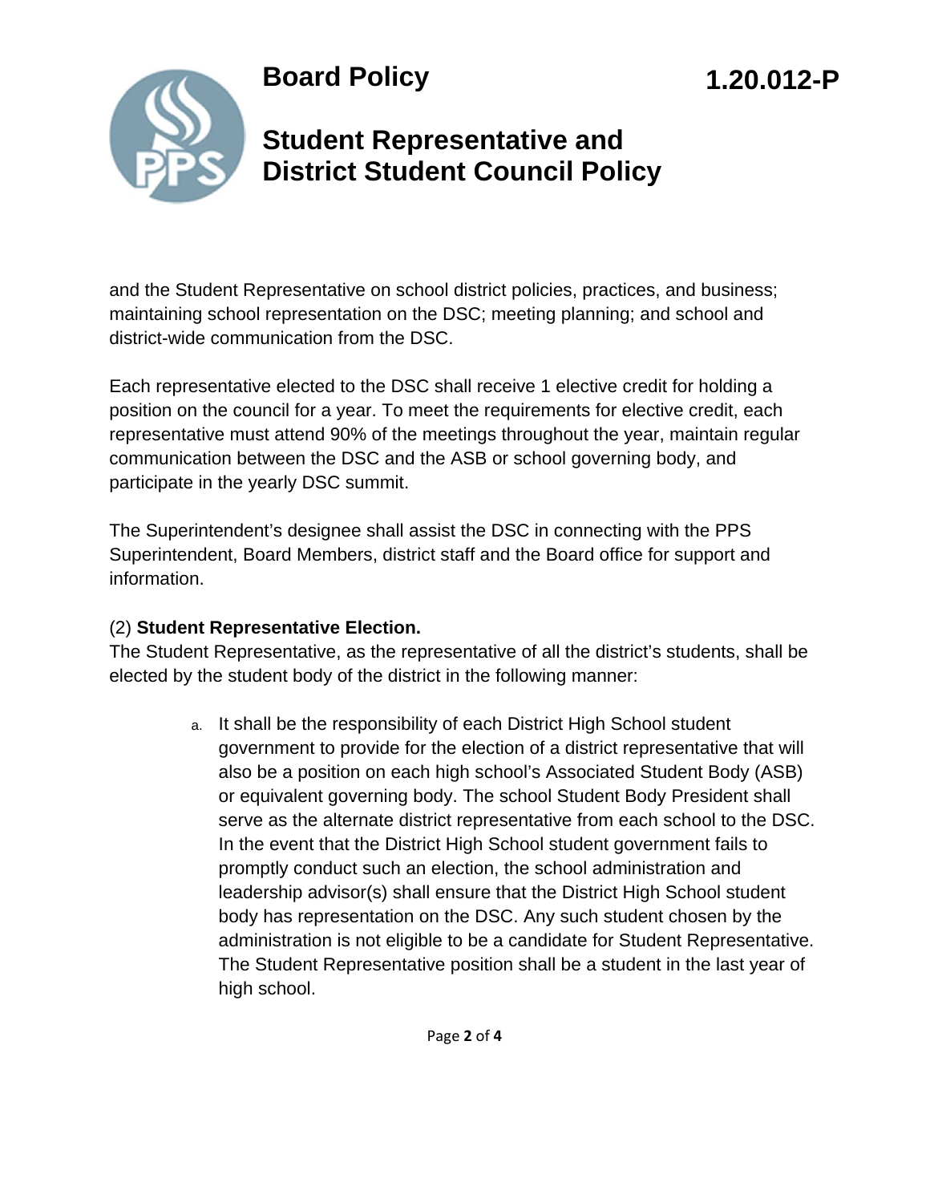and the Student Representative on school district policies, practices, and business; maintaining school representation on the DSC; meeting planning; and school and district-wide communication from the DSC.

Each representative elected to the DSC shall receive 1 elective credit for holding a position on the council for a year. To meet the requirements for elective credit, each representative must attend 90% of the meetings throughout the year, maintain regular communication between the DSC and the ASB or school governing body, and participate in the yearly DSC summit.

The Superintendent's designee shall assist the DSC in connecting with the PPS Superintendent, Board Members, district staff and the Board office for support and information.

(2) **Student Representative Election.**
The Student Representative, as the representative of all the district's students, shall be elected by the student body of the district in the following manner:

a. It shall be the responsibility of each District High School student government to provide for the election of a district representative that will also be a position on each high school's Associated Student Body (ASB) or equivalent governing body. The school Student Body President shall serve as the alternate district representative from each school to the DSC. In the event that the District High School student government fails to promptly conduct such an election, the school administration and leadership advisor(s) shall ensure that the District High School student body has representation on the DSC. Any such student chosen by the administration is not eligible to be a candidate for Student Representative. The Student Representative position shall be a student in the last year of high school.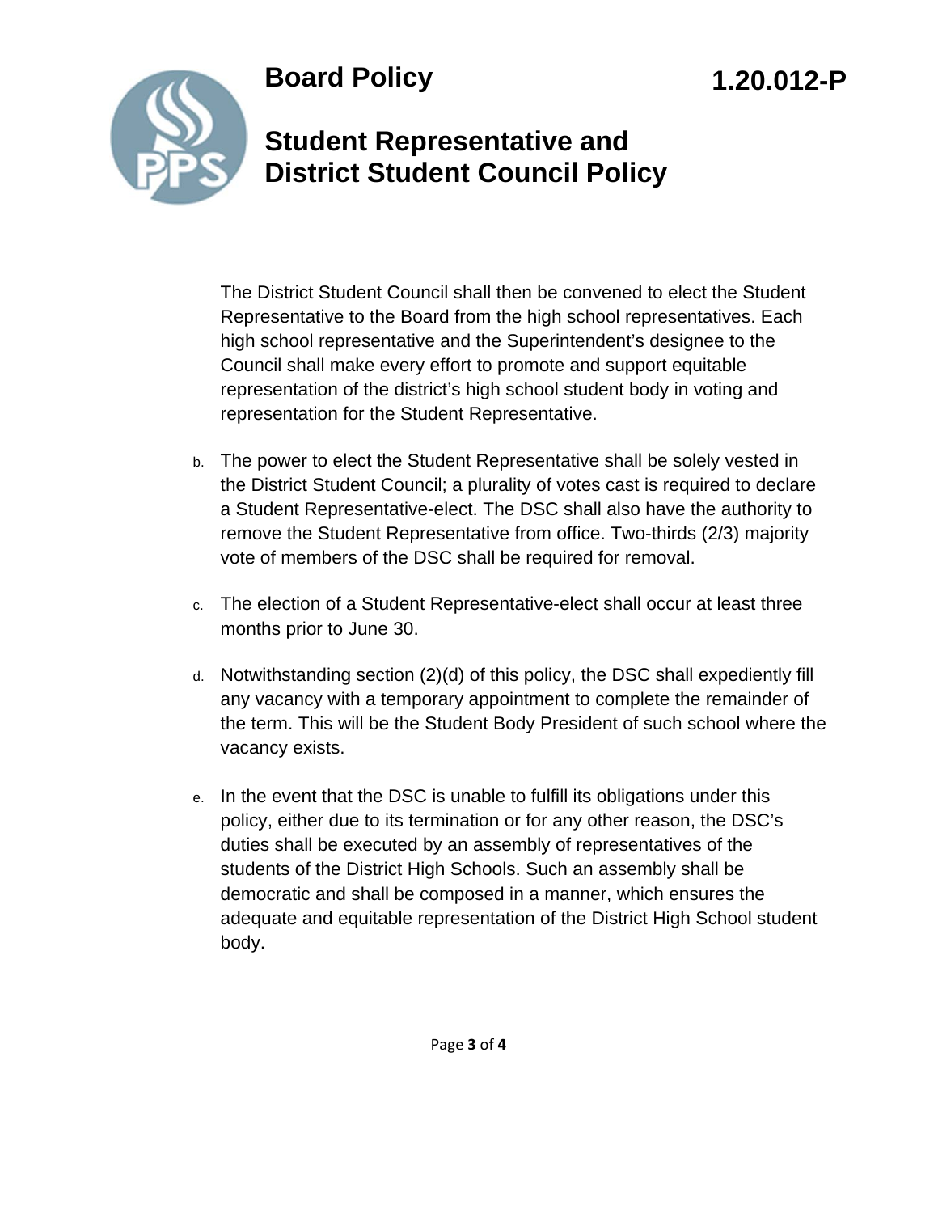The District Student Council shall then be convened to elect the Student Representative to the Board from the high school representatives. Each high school representative and the Superintendent's designee to the Council shall make every effort to promote and support equitable representation of the district's high school student body in voting and representation for the Student Representative.

b. The power to elect the Student Representative shall be solely vested in the District Student Council; a plurality of votes cast is required to declare a Student Representative-elect. The DSC shall also have the authority to remove the Student Representative from office. Two-thirds (2/3) majority vote of members of the DSC shall be required for removal.

c. The election of a Student Representative-elect shall occur at least three months prior to June 30.

d. Notwithstanding section (2)(d) of this policy, the DSC shall expediently fill any vacancy with a temporary appointment to complete the remainder of the term. This will be the Student Body President of such school where the vacancy exists.

e. In the event that the DSC is unable to fulfill its obligations under this policy, either due to its termination or for any other reason, the DSC's duties shall be executed by an assembly of representatives of the students of the District High Schools. Such an assembly shall be democratic and shall be composed in a manner, which ensures the adequate and equitable representation of the District High School student body.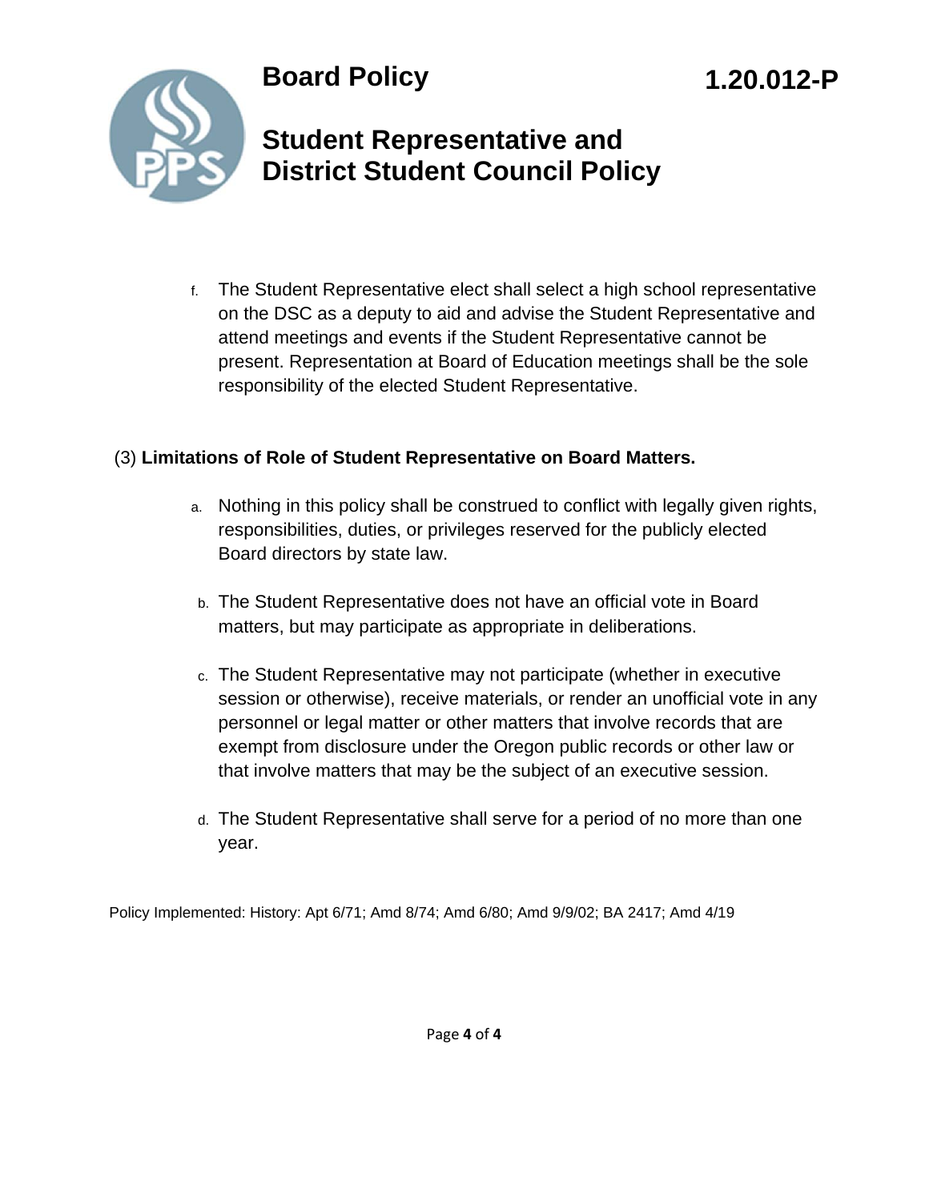f. The Student Representative elect shall select a high school representative on the DSC as a deputy to aid and advise the Student Representative and attend meetings and events if the Student Representative cannot be present. Representation at Board of Education meetings shall be the sole responsibility of the elected Student Representative.

(3) **Limitations of Role of Student Representative on Board Matters.**

a. Nothing in this policy shall be construed to conflict with legally given rights, responsibilities, duties, or privileges reserved for the publicly elected Board directors by state law.

b. The Student Representative does not have an official vote in Board matters, but may participate as appropriate in deliberations.

c. The Student Representative may not participate (whether in executive session or otherwise), receive materials, or render an unofficial vote in any personnel or legal matter or other matters that involve records that are exempt from disclosure under the Oregon public records or other law or that involve matters that may be the subject of an executive session.

d. The Student Representative shall serve for a period of no more than one year.

Policy Implemented: History: Apt 6/71; Amd 8/74; Amd 6/80; Amd 9/9/02; BA 2417; Amd 4/19